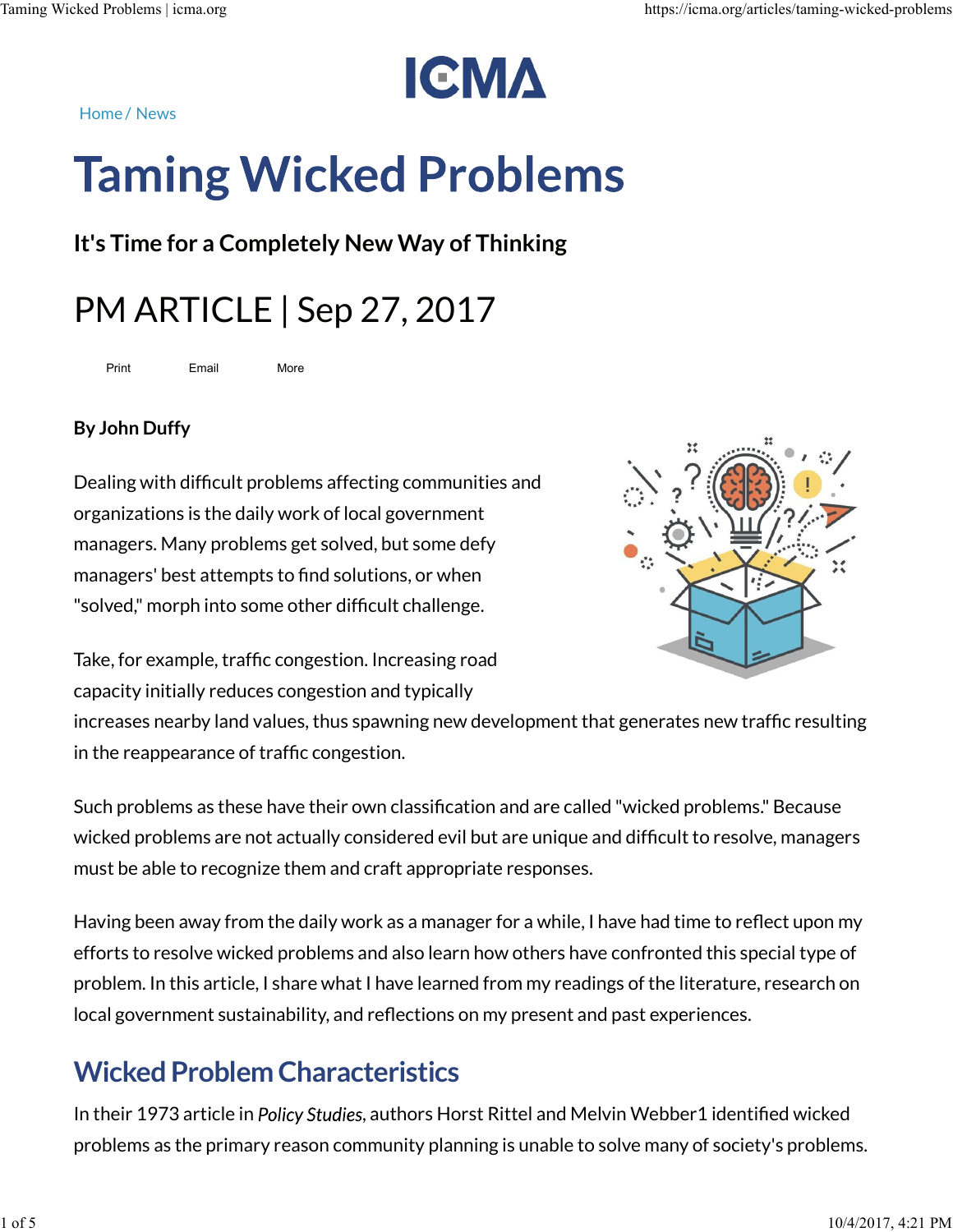Home / News

# Taming Wicked Problems

### It's Time for a Completely New Way of Thinking

## PM ARTICLE | Sep 27, 2017

Print Email More

**By John Duffy**

Dealing with difficult problems affecting communities and organizations is the daily work of local government managers. Many problems get solved, but some defy managers' best attempts to find solutions, or when "solved," morph into some other difficult challenge.

Take, for example, traffic congestion. Increasing road capacity initially reduces congestion and typically increases nearby land values, thus spawning new development that generates new traffic resulting in the reappearance of traffic congestion.

Such problems as these have their own classification and are called "wicked problems." Because wicked problems are not actually considered evil but are unique and difficult to resolve, managers must be able to recognize them and craft appropriate responses.

Having been away from the daily work as a manager for a while, I have had time to reflect upon my efforts to resolve wicked problems and also learn how others have confronted this special type of problem. In this article, I share what I have learned from my readings of the literature, research on local government sustainability, and reflections on my present and past experiences.

## Wicked Problem Characteristics

In their 1973 article in *Policy Studies*, authors Horst Rittel and Melvin Webber[1] identified wicked problems as the primary reason community planning is unable to solve many of society's problems.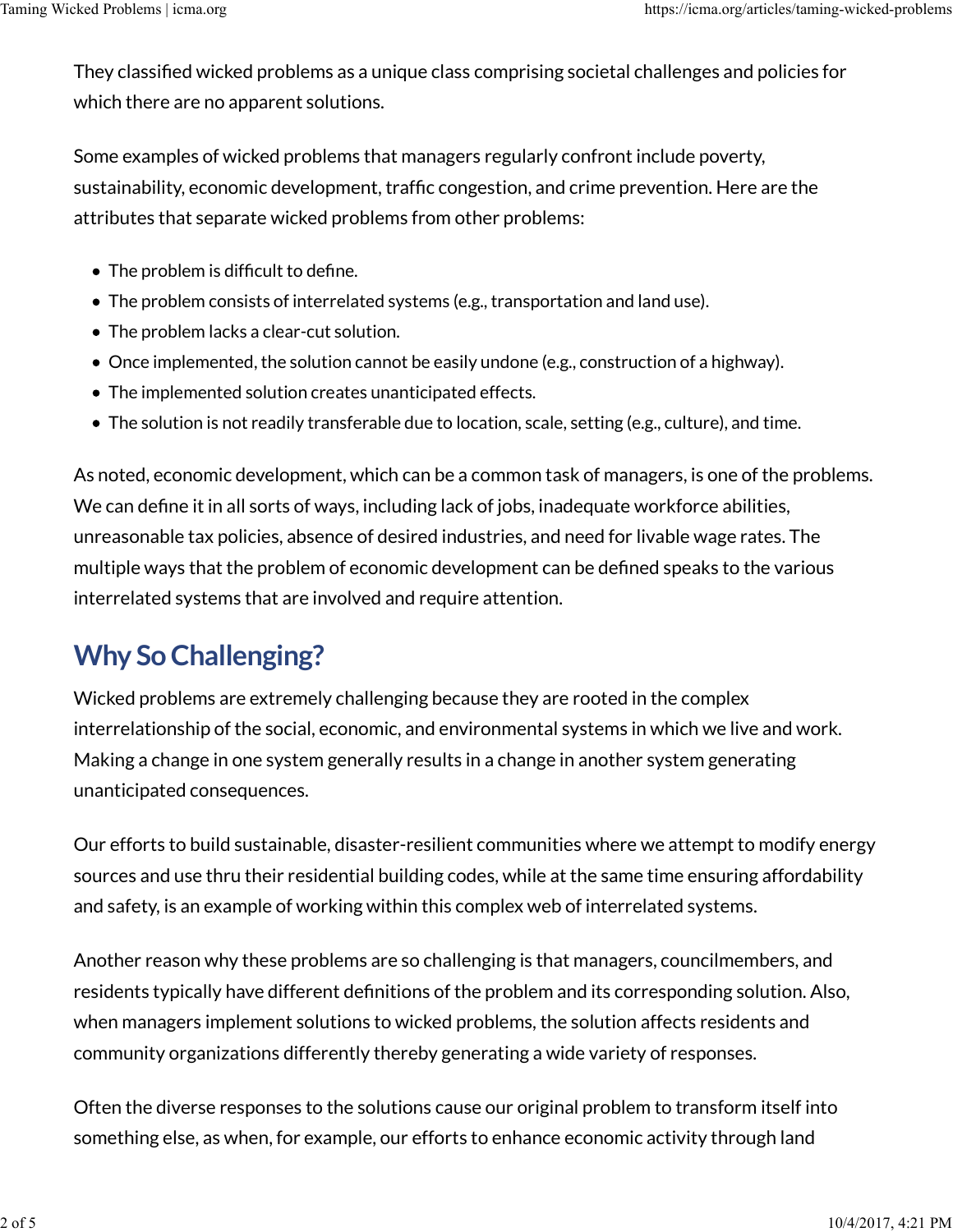They classified wicked problems as a unique class comprising societal challenges and policies for which there are no apparent solutions.

Some examples of wicked problems that managers regularly confront include poverty, sustainability, economic development, traffic congestion, and crime prevention. Here are the attributes that separate wicked problems from other problems:

- The problem is difficult to define.
- The problem consists of interrelated systems (e.g., transportation and land use).
- The problem lacks a clear-cut solution.
- Once implemented, the solution cannot be easily undone (e.g., construction of a highway).
- The implemented solution creates unanticipated effects.
- The solution is not readily transferable due to location, scale, setting (e.g., culture), and time.

As noted, economic development, which can be a common task of managers, is one of the problems. We can define it in all sorts of ways, including lack of jobs, inadequate workforce abilities, unreasonable tax policies, absence of desired industries, and need for livable wage rates. The multiple ways that the problem of economic development can be defined speaks to the various interrelated systems that are involved and require attention.

## Why So Challenging?

Wicked problems are extremely challenging because they are rooted in the complex interrelationship of the social, economic, and environmental systems in which we live and work. Making a change in one system generally results in a change in another system generating unanticipated consequences.

Our efforts to build sustainable, disaster-resilient communities where we attempt to modify energy sources and use thru their residential building codes, while at the same time ensuring affordability and safety, is an example of working within this complex web of interrelated systems.

Another reason why these problems are so challenging is that managers, councilmembers, and residents typically have different definitions of the problem and its corresponding solution. Also, when managers implement solutions to wicked problems, the solution affects residents and community organizations differently thereby generating a wide variety of responses.

Often the diverse responses to the solutions cause our original problem to transform itself into something else, as when, for example, our efforts to enhance economic activity through land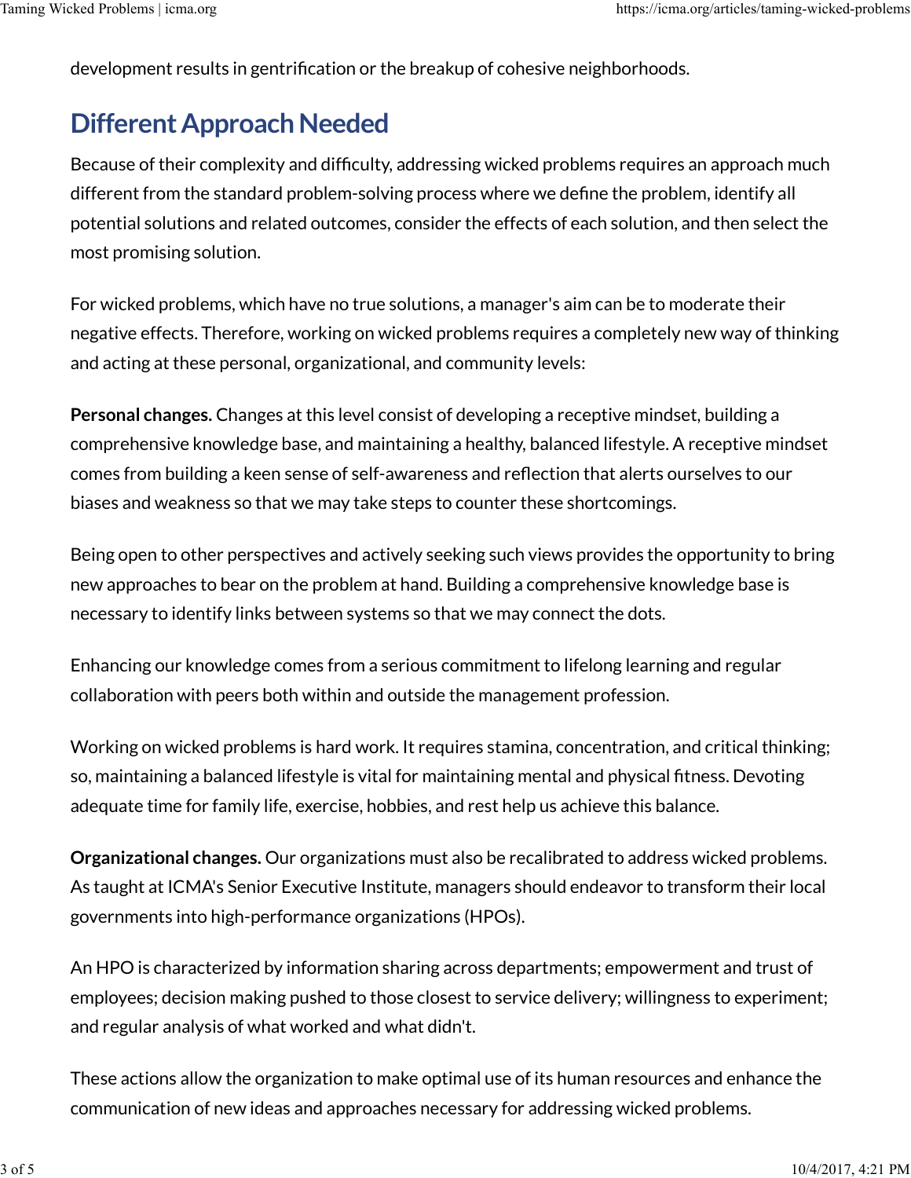development results in gentrification or the breakup of cohesive neighborhoods.

## Different Approach Needed

Because of their complexity and difficulty, addressing wicked problems requires an approach much different from the standard problem-solving process where we define the problem, identify all potential solutions and related outcomes, consider the effects of each solution, and then select the most promising solution.

For wicked problems, which have no true solutions, a manager's aim can be to moderate their negative effects. Therefore, working on wicked problems requires a completely new way of thinking and acting at these personal, organizational, and community levels:

**Personal changes.** Changes at this level consist of developing a receptive mindset, building a comprehensive knowledge base, and maintaining a healthy, balanced lifestyle. A receptive mindset comes from building a keen sense of self-awareness and reflection that alerts ourselves to our biases and weakness so that we may take steps to counter these shortcomings.

Being open to other perspectives and actively seeking such views provides the opportunity to bring new approaches to bear on the problem at hand. Building a comprehensive knowledge base is necessary to identify links between systems so that we may connect the dots.

Enhancing our knowledge comes from a serious commitment to lifelong learning and regular collaboration with peers both within and outside the management profession.

Working on wicked problems is hard work. It requires stamina, concentration, and critical thinking; so, maintaining a balanced lifestyle is vital for maintaining mental and physical fitness. Devoting adequate time for family life, exercise, hobbies, and rest help us achieve this balance.

**Organizational changes.** Our organizations must also be recalibrated to address wicked problems. As taught at ICMA's Senior Executive Institute, managers should endeavor to transform their local governments into high-performance organizations (HPOs).

An HPO is characterized by information sharing across departments; empowerment and trust of employees; decision making pushed to those closest to service delivery; willingness to experiment; and regular analysis of what worked and what didn't.

These actions allow the organization to make optimal use of its human resources and enhance the communication of new ideas and approaches necessary for addressing wicked problems.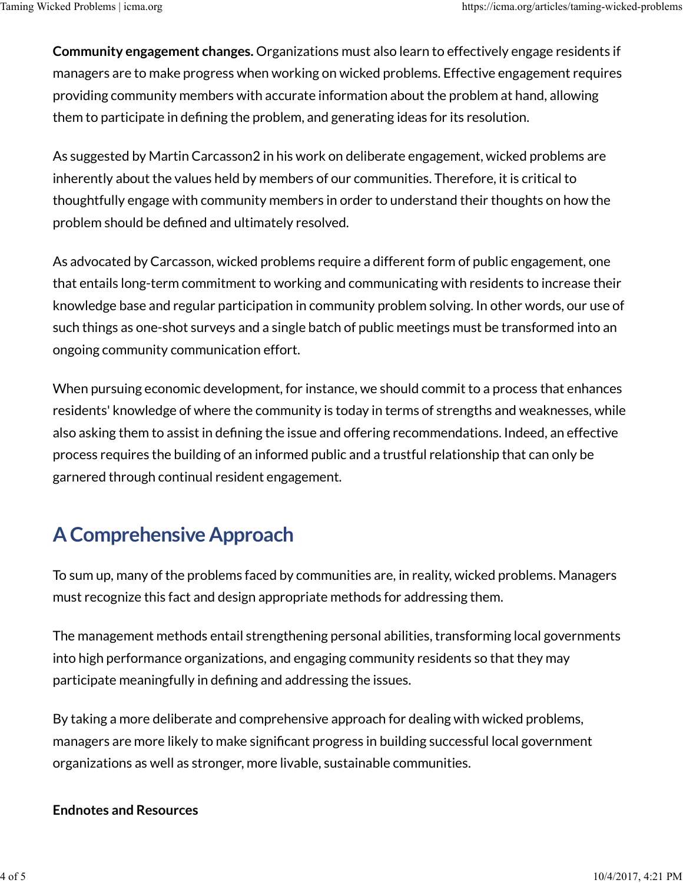**Community engagement changes.** Organizations must also learn to effectively engage residents if managers are to make progress when working on wicked problems. Effective engagement requires providing community members with accurate information about the problem at hand, allowing them to participate in defining the problem, and generating ideas for its resolution.

As suggested by Martin Carcasson[2] in his work on deliberate engagement, wicked problems are inherently about the values held by members of our communities. Therefore, it is critical to thoughtfully engage with community members in order to understand their thoughts on how the problem should be defined and ultimately resolved.

As advocated by Carcasson, wicked problems require a different form of public engagement, one that entails long-term commitment to working and communicating with residents to increase their knowledge base and regular participation in community problem solving. In other words, our use of such things as one-shot surveys and a single batch of public meetings must be transformed into an ongoing community communication effort.

When pursuing economic development, for instance, we should commit to a process that enhances residents' knowledge of where the community is today in terms of strengths and weaknesses, while also asking them to assist in defining the issue and offering recommendations. Indeed, an effective process requires the building of an informed public and a trustful relationship that can only be garnered through continual resident engagement.

## A Comprehensive Approach

To sum up, many of the problems faced by communities are, in reality, wicked problems. Managers must recognize this fact and design appropriate methods for addressing them.

The management methods entail strengthening personal abilities, transforming local governments into high performance organizations, and engaging community residents so that they may participate meaningfully in defining and addressing the issues.

By taking a more deliberate and comprehensive approach for dealing with wicked problems, managers are more likely to make significant progress in building successful local government organizations as well as stronger, more livable, sustainable communities.

**Endnotes and Resources**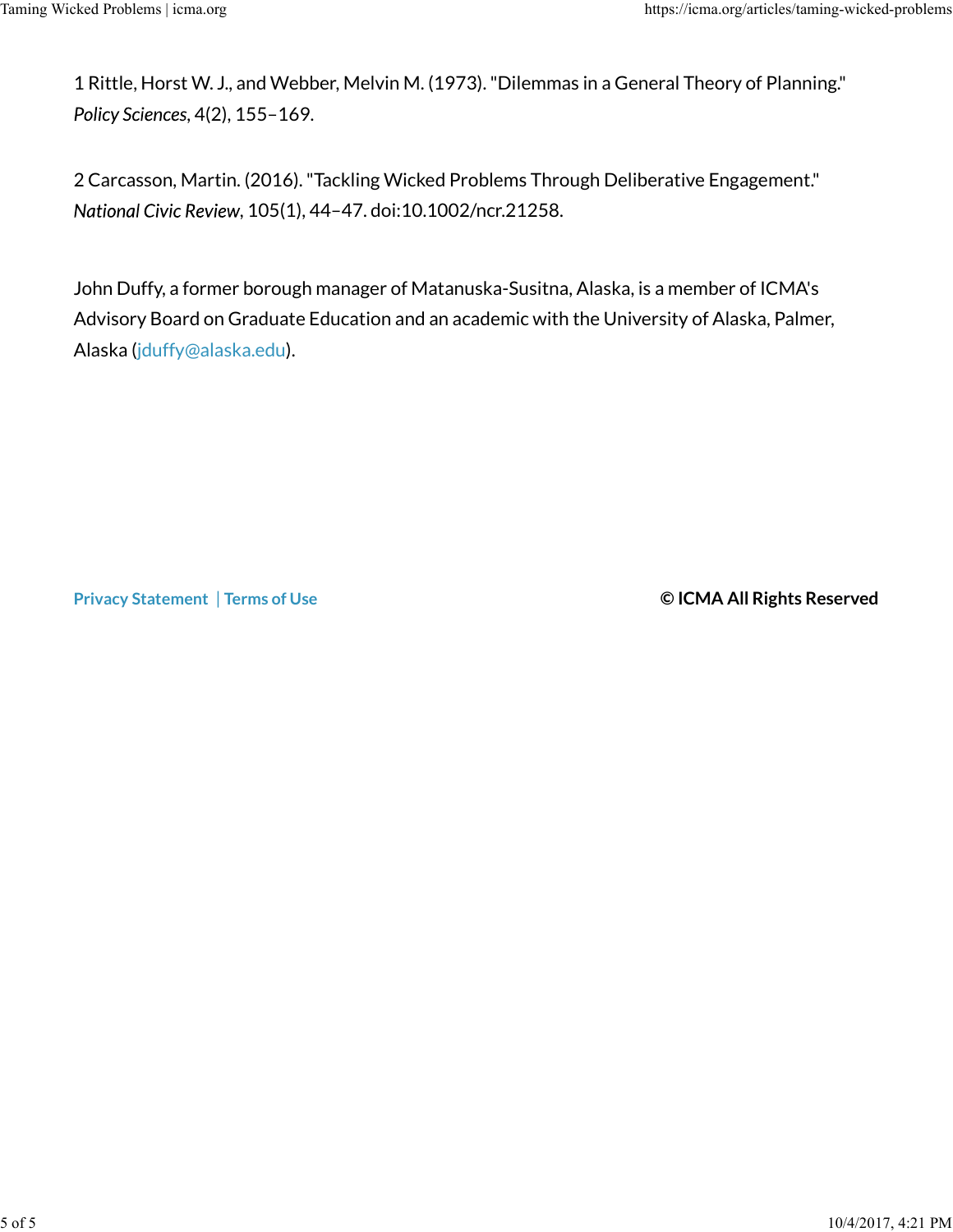1 Rittle, Horst W. J., and Webber, Melvin M. (1973). "Dilemmas in a General Theory of Planning." *Policy Sciences*, 4(2), 155–169.

2 Carcasson, Martin. (2016). "Tackling Wicked Problems Through Deliberative Engagement." *National Civic Review*, 105(1), 44–47. doi:10.1002/ncr.21258.

John Duffy, a former borough manager of Matanuska-Susitna, Alaska, is a member of ICMA's Advisory Board on Graduate Education and an academic with the University of Alaska, Palmer, Alaska (jduffy@alaska.edu).

Privacy Statement | Terms of Use

**© ICMA All Rights Reserved**